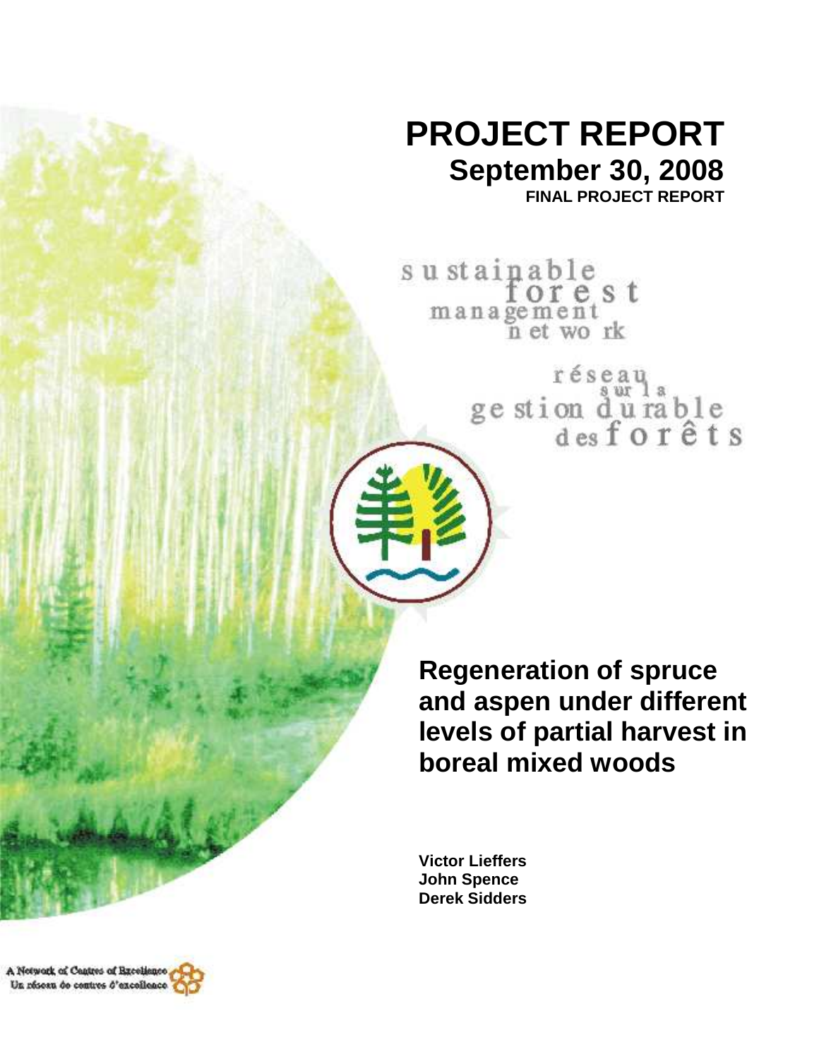# PROJECT REPORT

## September 30, 2008

**FINAL PROJECT REPORT**

sustainable forest management network

réseau sur la gestion durable des forêts

# Regeneration of spruce and aspen under different levels of partial harvest in boreal mixed woods

**Victor Lieffers**
**John Spence**
**Derek Sidders**

A Network of Centres of Excellence
Un réseau de centres d'excellence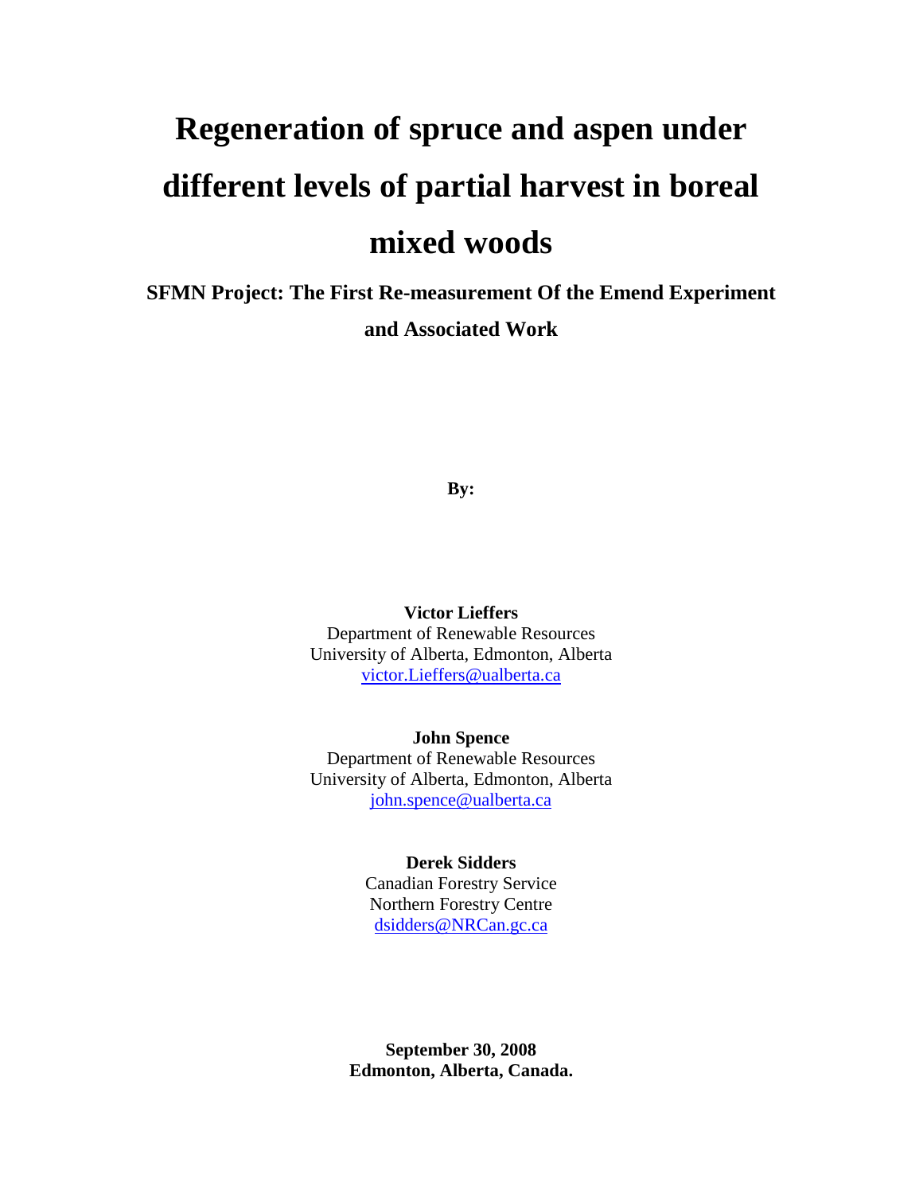# Regeneration of spruce and aspen under different levels of partial harvest in boreal mixed woods

**SFMN Project: The First Re-measurement Of the Emend Experiment and Associated Work**

**By:**

**Victor Lieffers**
Department of Renewable Resources
University of Alberta, Edmonton, Alberta
victor.Lieffers@ualberta.ca

**John Spence**
Department of Renewable Resources
University of Alberta, Edmonton, Alberta
john.spence@ualberta.ca

**Derek Sidders**
Canadian Forestry Service
Northern Forestry Centre
dsidders@NRCan.gc.ca

**September 30, 2008**
**Edmonton, Alberta, Canada.**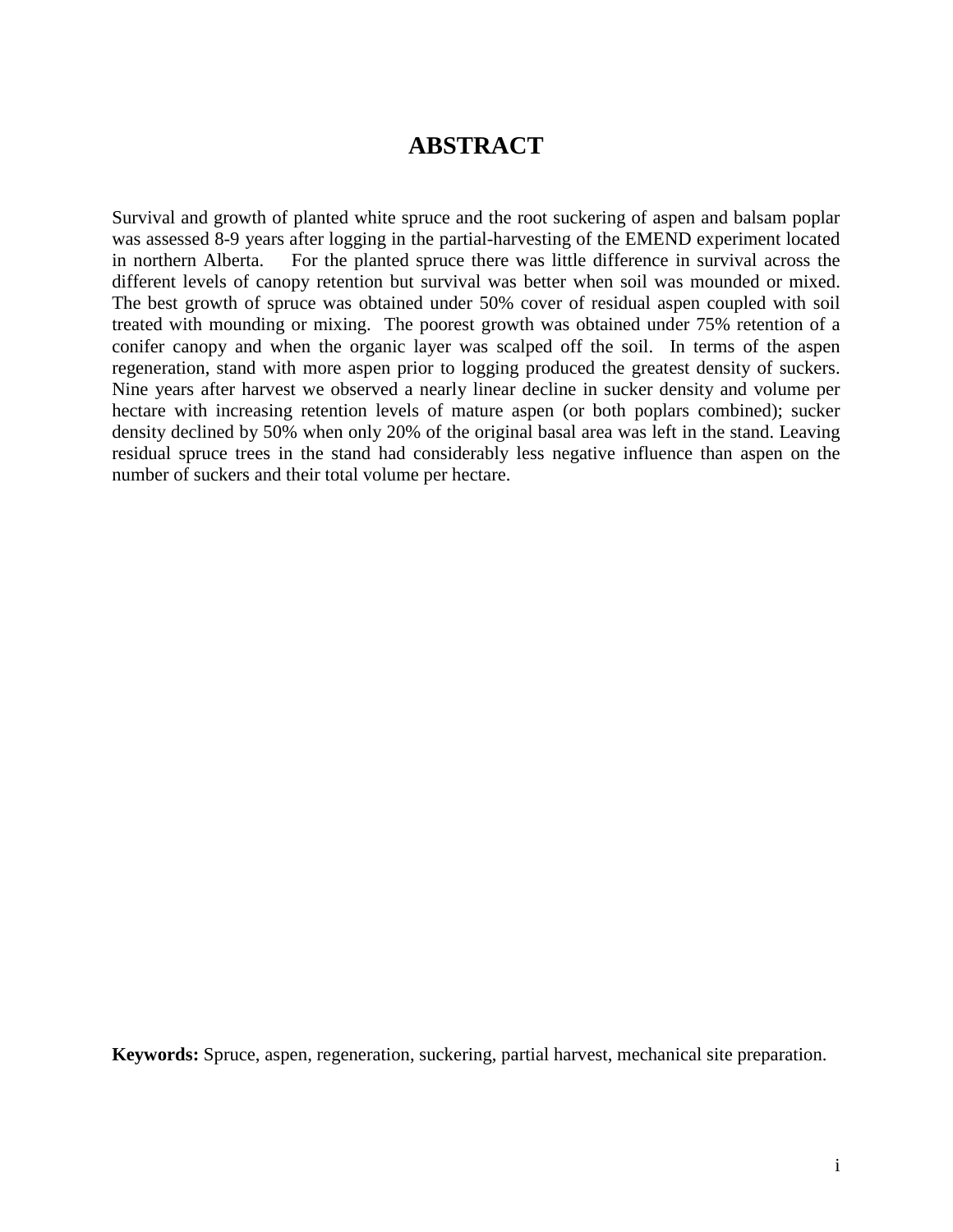# ABSTRACT

Survival and growth of planted white spruce and the root suckering of aspen and balsam poplar was assessed 8-9 years after logging in the partial-harvesting of the EMEND experiment located in northern Alberta. For the planted spruce there was little difference in survival across the different levels of canopy retention but survival was better when soil was mounded or mixed. The best growth of spruce was obtained under 50% cover of residual aspen coupled with soil treated with mounding or mixing. The poorest growth was obtained under 75% retention of a conifer canopy and when the organic layer was scalped off the soil. In terms of the aspen regeneration, stand with more aspen prior to logging produced the greatest density of suckers. Nine years after harvest we observed a nearly linear decline in sucker density and volume per hectare with increasing retention levels of mature aspen (or both poplars combined); sucker density declined by 50% when only 20% of the original basal area was left in the stand. Leaving residual spruce trees in the stand had considerably less negative influence than aspen on the number of suckers and their total volume per hectare.

**Keywords:** Spruce, aspen, regeneration, suckering, partial harvest, mechanical site preparation.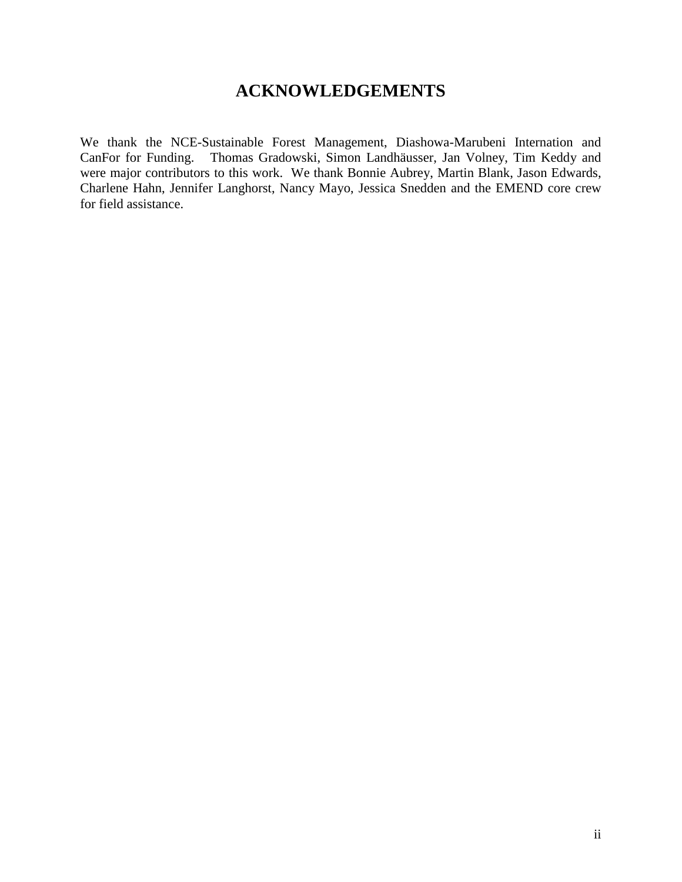# ACKNOWLEDGEMENTS

We thank the NCE-Sustainable Forest Management, Diashowa-Marubeni Internation and CanFor for Funding. Thomas Gradowski, Simon Landhäusser, Jan Volney, Tim Keddy and were major contributors to this work. We thank Bonnie Aubrey, Martin Blank, Jason Edwards, Charlene Hahn, Jennifer Langhorst, Nancy Mayo, Jessica Snedden and the EMEND core crew for field assistance.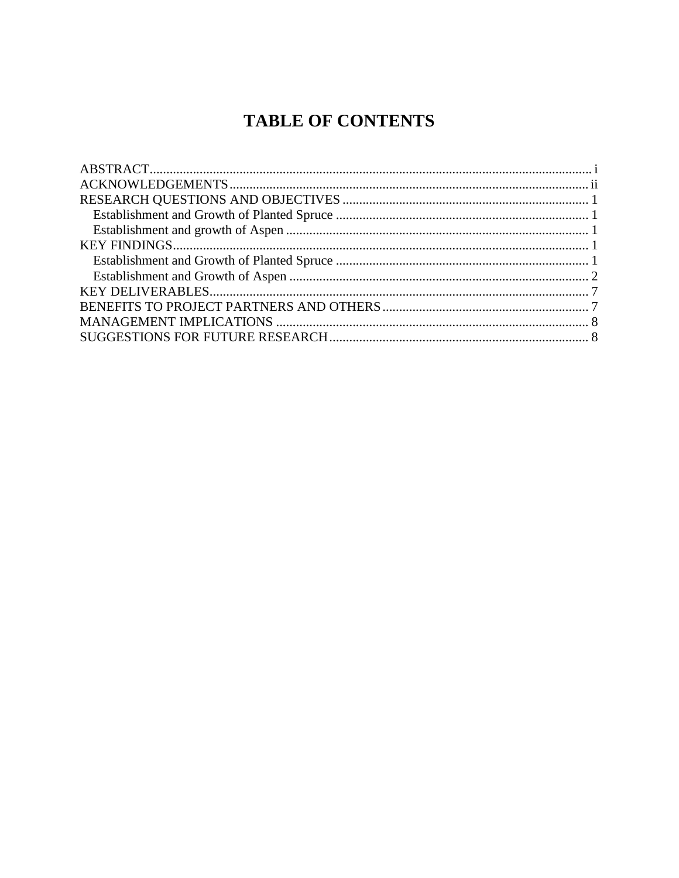# TABLE OF CONTENTS

ABSTRACT ..... i
ACKNOWLEDGEMENTS ..... ii
RESEARCH QUESTIONS AND OBJECTIVES ..... 1
  Establishment and Growth of Planted Spruce ..... 1
  Establishment and growth of Aspen ..... 1
KEY FINDINGS ..... 1
  Establishment and Growth of Planted Spruce ..... 1
  Establishment and Growth of Aspen ..... 2
KEY DELIVERABLES ..... 7
BENEFITS TO PROJECT PARTNERS AND OTHERS ..... 7
MANAGEMENT IMPLICATIONS ..... 8
SUGGESTIONS FOR FUTURE RESEARCH ..... 8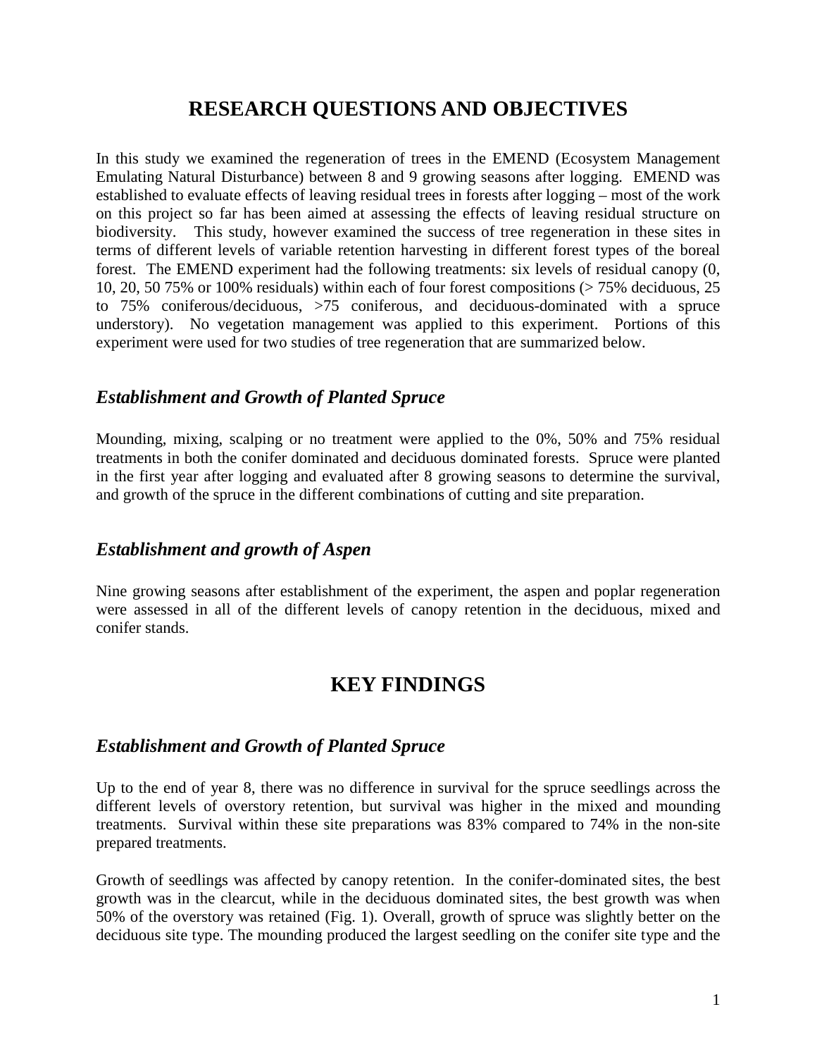# RESEARCH QUESTIONS AND OBJECTIVES

In this study we examined the regeneration of trees in the EMEND (Ecosystem Management Emulating Natural Disturbance) between 8 and 9 growing seasons after logging. EMEND was established to evaluate effects of leaving residual trees in forests after logging – most of the work on this project so far has been aimed at assessing the effects of leaving residual structure on biodiversity. This study, however examined the success of tree regeneration in these sites in terms of different levels of variable retention harvesting in different forest types of the boreal forest. The EMEND experiment had the following treatments: six levels of residual canopy (0, 10, 20, 50 75% or 100% residuals) within each of four forest compositions (> 75% deciduous, 25 to 75% coniferous/deciduous, >75 coniferous, and deciduous-dominated with a spruce understory). No vegetation management was applied to this experiment. Portions of this experiment were used for two studies of tree regeneration that are summarized below.

## *Establishment and Growth of Planted Spruce*

Mounding, mixing, scalping or no treatment were applied to the 0%, 50% and 75% residual treatments in both the conifer dominated and deciduous dominated forests. Spruce were planted in the first year after logging and evaluated after 8 growing seasons to determine the survival, and growth of the spruce in the different combinations of cutting and site preparation.

## *Establishment and growth of Aspen*

Nine growing seasons after establishment of the experiment, the aspen and poplar regeneration were assessed in all of the different levels of canopy retention in the deciduous, mixed and conifer stands.

# KEY FINDINGS

## *Establishment and Growth of Planted Spruce*

Up to the end of year 8, there was no difference in survival for the spruce seedlings across the different levels of overstory retention, but survival was higher in the mixed and mounding treatments. Survival within these site preparations was 83% compared to 74% in the non-site prepared treatments.

Growth of seedlings was affected by canopy retention. In the conifer-dominated sites, the best growth was in the clearcut, while in the deciduous dominated sites, the best growth was when 50% of the overstory was retained (Fig. 1). Overall, growth of spruce was slightly better on the deciduous site type. The mounding produced the largest seedling on the conifer site type and the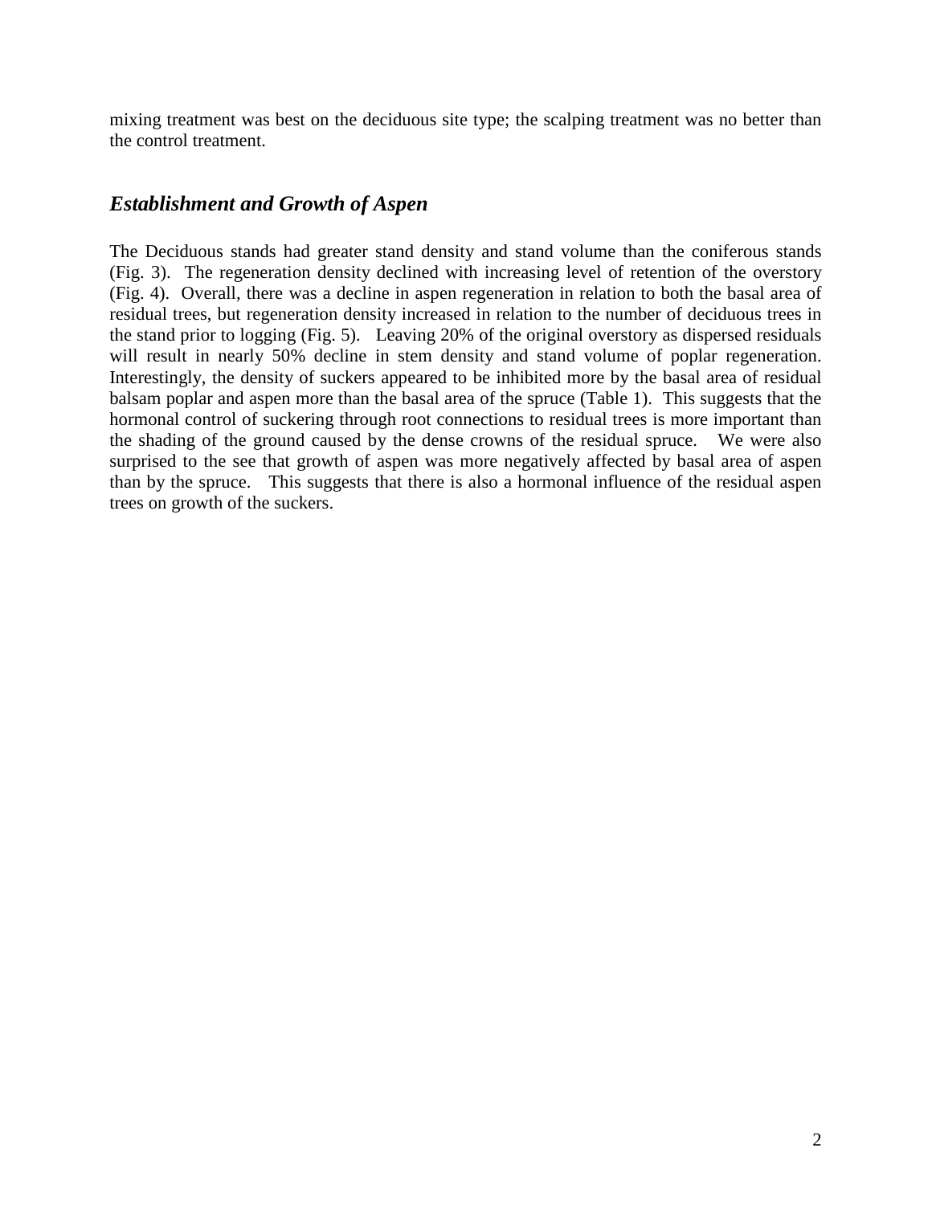mixing treatment was best on the deciduous site type; the scalping treatment was no better than the control treatment.

## *Establishment and Growth of Aspen*

The Deciduous stands had greater stand density and stand volume than the coniferous stands (Fig. 3). The regeneration density declined with increasing level of retention of the overstory (Fig. 4). Overall, there was a decline in aspen regeneration in relation to both the basal area of residual trees, but regeneration density increased in relation to the number of deciduous trees in the stand prior to logging (Fig. 5). Leaving 20% of the original overstory as dispersed residuals will result in nearly 50% decline in stem density and stand volume of poplar regeneration. Interestingly, the density of suckers appeared to be inhibited more by the basal area of residual balsam poplar and aspen more than the basal area of the spruce (Table 1). This suggests that the hormonal control of suckering through root connections to residual trees is more important than the shading of the ground caused by the dense crowns of the residual spruce. We were also surprised to the see that growth of aspen was more negatively affected by basal area of aspen than by the spruce. This suggests that there is also a hormonal influence of the residual aspen trees on growth of the suckers.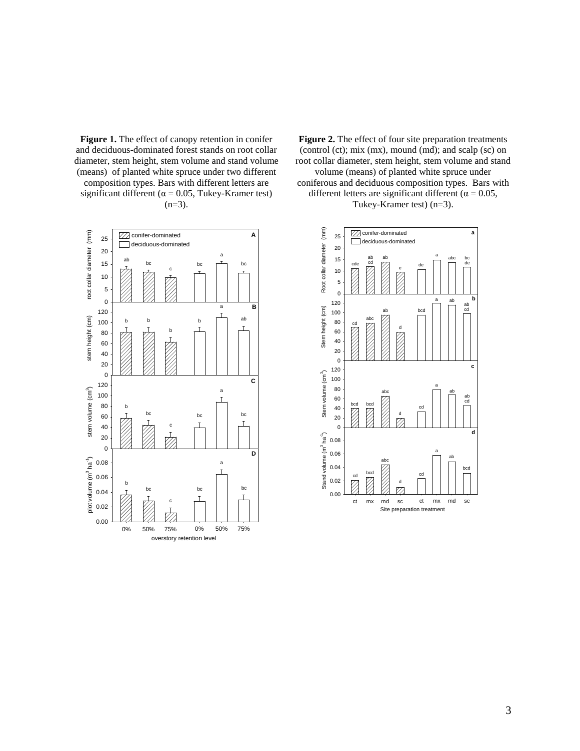**Figure 1.** The effect of canopy retention in conifer and deciduous-dominated forest stands on root collar diameter, stem height, stem volume and stand volume (means) of planted white spruce under two different composition types. Bars with different letters are significant different ($\alpha = 0.05$, Tukey-Kramer test) (n=3).

**Figure 2.** The effect of four site preparation treatments (control (ct); mix (mx), mound (md); and scalp (sc) on root collar diameter, stem height, stem volume and stand volume (means) of planted white spruce under coniferous and deciduous composition types. Bars with different letters are significant different ($\alpha = 0.05$, Tukey-Kramer test) (n=3).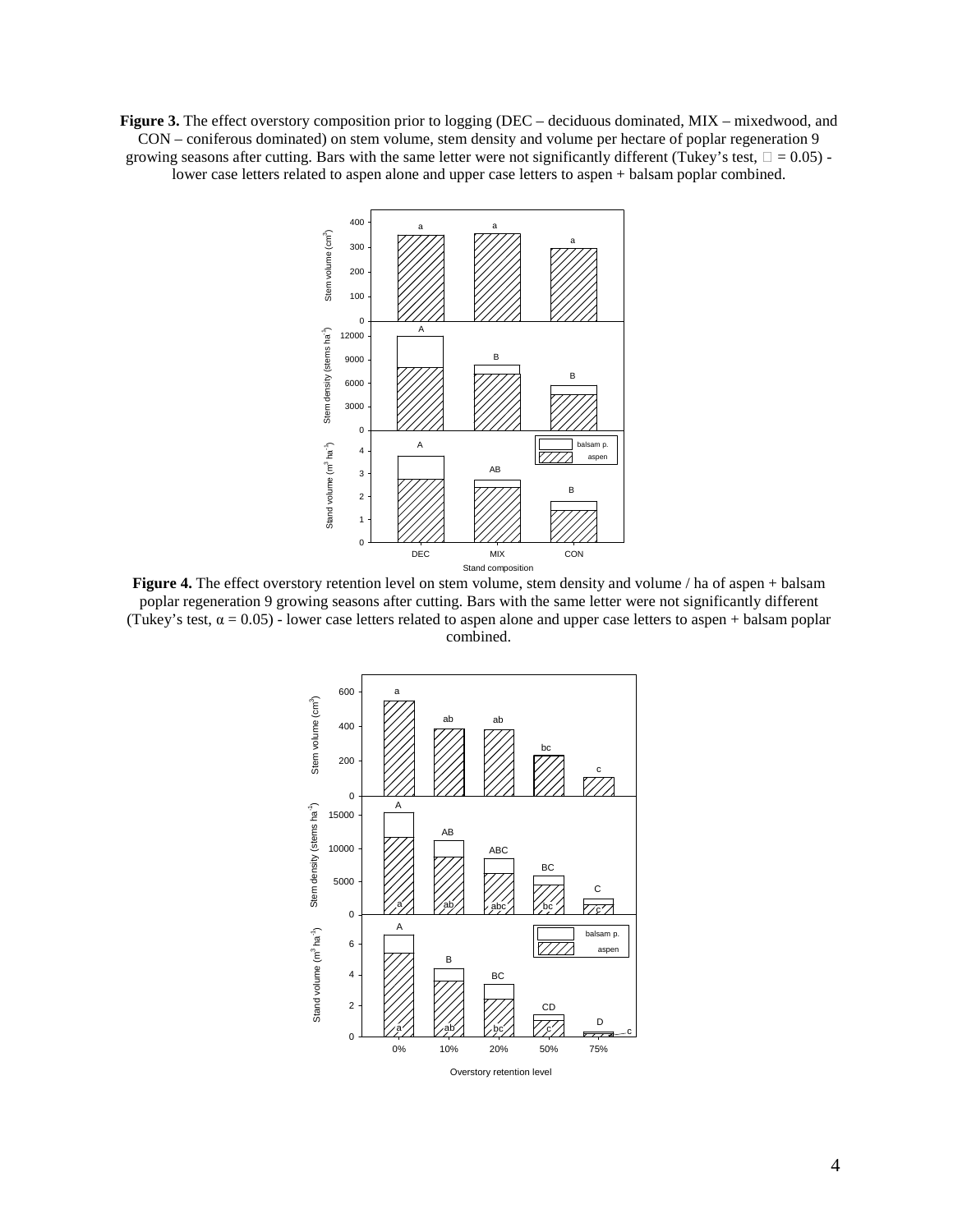**Figure 3.** The effect overstory composition prior to logging (DEC – deciduous dominated, MIX – mixedwood, and CON – coniferous dominated) on stem volume, stem density and volume per hectare of poplar regeneration 9 growing seasons after cutting. Bars with the same letter were not significantly different (Tukey's test, $\alpha = 0.05$) - lower case letters related to aspen alone and upper case letters to aspen + balsam poplar combined.

**Figure 4.** The effect overstory retention level on stem volume, stem density and volume / ha of aspen + balsam poplar regeneration 9 growing seasons after cutting. Bars with the same letter were not significantly different (Tukey's test, $\alpha = 0.05$) - lower case letters related to aspen alone and upper case letters to aspen + balsam poplar combined.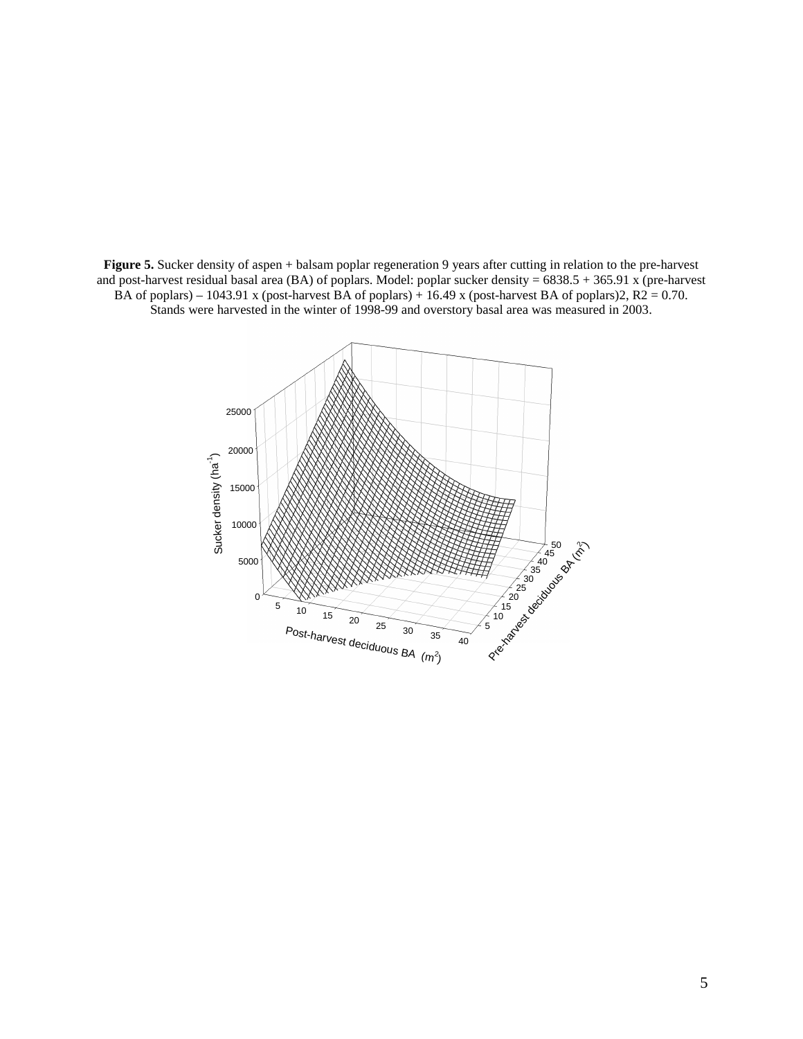**Figure 5.** Sucker density of aspen + balsam poplar regeneration 9 years after cutting in relation to the pre-harvest and post-harvest residual basal area (BA) of poplars. Model: poplar sucker density = 6838.5 + 365.91 x (pre-harvest BA of poplars) – 1043.91 x (post-harvest BA of poplars) + 16.49 x (post-harvest BA of poplars)2, R2 = 0.70. Stands were harvested in the winter of 1998-99 and overstory basal area was measured in 2003.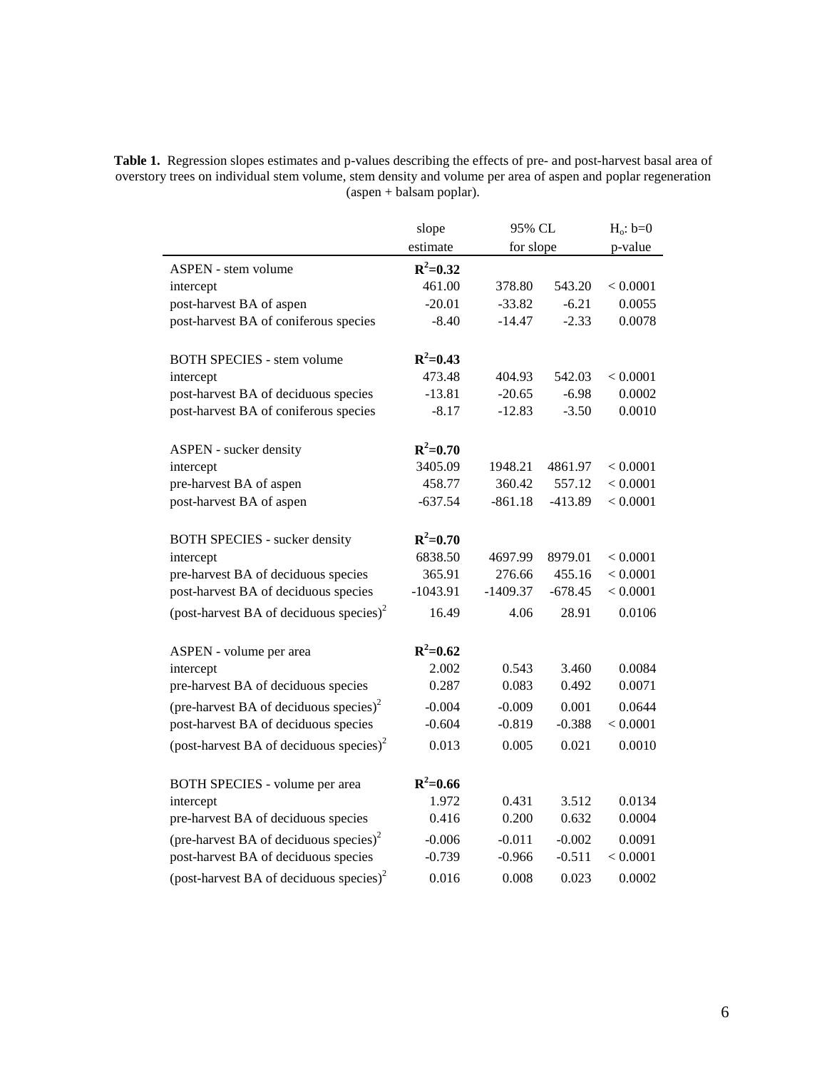**Table 1.** Regression slopes estimates and p-values describing the effects of pre- and post-harvest basal area of overstory trees on individual stem volume, stem density and volume per area of aspen and poplar regeneration (aspen + balsam poplar).

| | slope estimate | 95% CL for slope | | $H_o$: b=0 p-value |
|---|---|---|---|---|
| ASPEN - stem volume | **$R^2$=0.32** | | | |
| intercept | 461.00 | 378.80 | 543.20 | < 0.0001 |
| post-harvest BA of aspen | -20.01 | -33.82 | -6.21 | 0.0055 |
| post-harvest BA of coniferous species | -8.40 | -14.47 | -2.33 | 0.0078 |
| | | | | |
| BOTH SPECIES - stem volume | **$R^2$=0.43** | | | |
| intercept | 473.48 | 404.93 | 542.03 | < 0.0001 |
| post-harvest BA of deciduous species | -13.81 | -20.65 | -6.98 | 0.0002 |
| post-harvest BA of coniferous species | -8.17 | -12.83 | -3.50 | 0.0010 |
| | | | | |
| ASPEN - sucker density | **$R^2$=0.70** | | | |
| intercept | 3405.09 | 1948.21 | 4861.97 | < 0.0001 |
| pre-harvest BA of aspen | 458.77 | 360.42 | 557.12 | < 0.0001 |
| post-harvest BA of aspen | -637.54 | -861.18 | -413.89 | < 0.0001 |
| | | | | |
| BOTH SPECIES - sucker density | **$R^2$=0.70** | | | |
| intercept | 6838.50 | 4697.99 | 8979.01 | < 0.0001 |
| pre-harvest BA of deciduous species | 365.91 | 276.66 | 455.16 | < 0.0001 |
| post-harvest BA of deciduous species | -1043.91 | -1409.37 | -678.45 | < 0.0001 |
| (post-harvest BA of deciduous species)$^2$ | 16.49 | 4.06 | 28.91 | 0.0106 |
| | | | | |
| ASPEN - volume per area | **$R^2$=0.62** | | | |
| intercept | 2.002 | 0.543 | 3.460 | 0.0084 |
| pre-harvest BA of deciduous species | 0.287 | 0.083 | 0.492 | 0.0071 |
| (pre-harvest BA of deciduous species)$^2$ | -0.004 | -0.009 | 0.001 | 0.0644 |
| post-harvest BA of deciduous species | -0.604 | -0.819 | -0.388 | < 0.0001 |
| (post-harvest BA of deciduous species)$^2$ | 0.013 | 0.005 | 0.021 | 0.0010 |
| | | | | |
| BOTH SPECIES - volume per area | **$R^2$=0.66** | | | |
| intercept | 1.972 | 0.431 | 3.512 | 0.0134 |
| pre-harvest BA of deciduous species | 0.416 | 0.200 | 0.632 | 0.0004 |
| (pre-harvest BA of deciduous species)$^2$ | -0.006 | -0.011 | -0.002 | 0.0091 |
| post-harvest BA of deciduous species | -0.739 | -0.966 | -0.511 | < 0.0001 |
| (post-harvest BA of deciduous species)$^2$ | 0.016 | 0.008 | 0.023 | 0.0002 |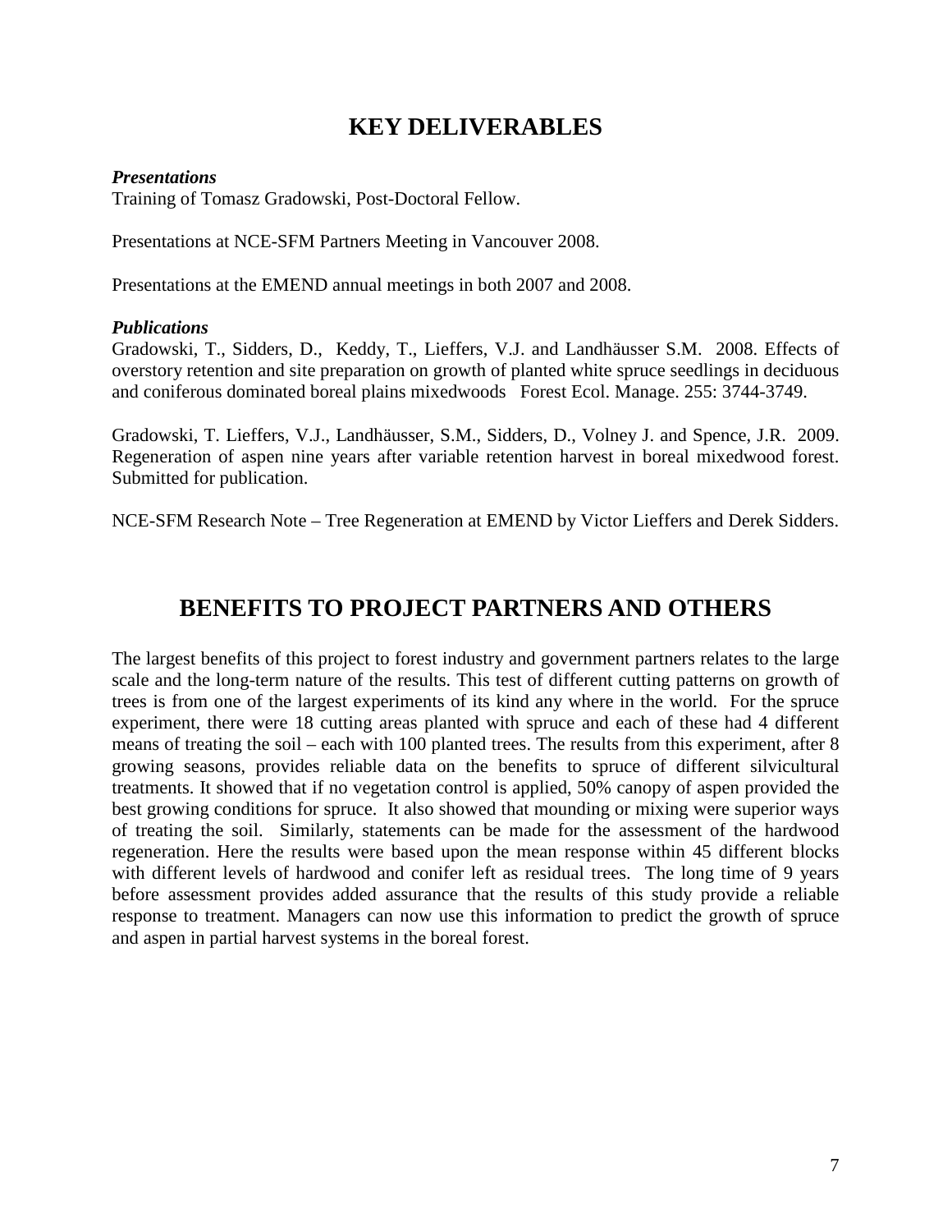# KEY DELIVERABLES

***Presentations***

Training of Tomasz Gradowski, Post-Doctoral Fellow.

Presentations at NCE-SFM Partners Meeting in Vancouver 2008.

Presentations at the EMEND annual meetings in both 2007 and 2008.

***Publications***

Gradowski, T., Sidders, D., Keddy, T., Lieffers, V.J. and Landhäusser S.M. 2008. Effects of overstory retention and site preparation on growth of planted white spruce seedlings in deciduous and coniferous dominated boreal plains mixedwoods Forest Ecol. Manage. 255: 3744-3749.

Gradowski, T. Lieffers, V.J., Landhäusser, S.M., Sidders, D., Volney J. and Spence, J.R. 2009. Regeneration of aspen nine years after variable retention harvest in boreal mixedwood forest. Submitted for publication.

NCE-SFM Research Note – Tree Regeneration at EMEND by Victor Lieffers and Derek Sidders.

# BENEFITS TO PROJECT PARTNERS AND OTHERS

The largest benefits of this project to forest industry and government partners relates to the large scale and the long-term nature of the results. This test of different cutting patterns on growth of trees is from one of the largest experiments of its kind any where in the world. For the spruce experiment, there were 18 cutting areas planted with spruce and each of these had 4 different means of treating the soil – each with 100 planted trees. The results from this experiment, after 8 growing seasons, provides reliable data on the benefits to spruce of different silvicultural treatments. It showed that if no vegetation control is applied, 50% canopy of aspen provided the best growing conditions for spruce. It also showed that mounding or mixing were superior ways of treating the soil. Similarly, statements can be made for the assessment of the hardwood regeneration. Here the results were based upon the mean response within 45 different blocks with different levels of hardwood and conifer left as residual trees. The long time of 9 years before assessment provides added assurance that the results of this study provide a reliable response to treatment. Managers can now use this information to predict the growth of spruce and aspen in partial harvest systems in the boreal forest.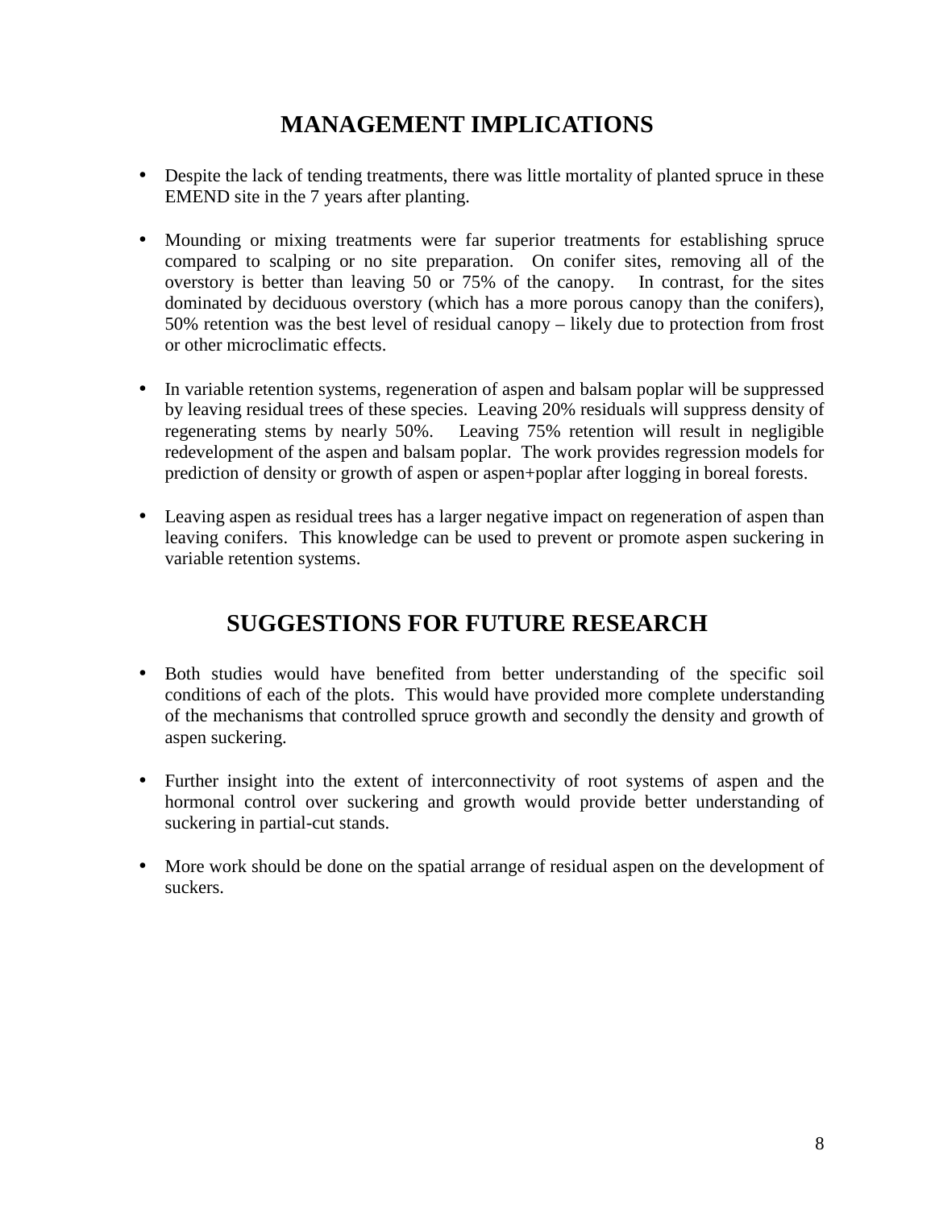## MANAGEMENT IMPLICATIONS

- Despite the lack of tending treatments, there was little mortality of planted spruce in these EMEND site in the 7 years after planting.
- Mounding or mixing treatments were far superior treatments for establishing spruce compared to scalping or no site preparation. On conifer sites, removing all of the overstory is better than leaving 50 or 75% of the canopy. In contrast, for the sites dominated by deciduous overstory (which has a more porous canopy than the conifers), 50% retention was the best level of residual canopy – likely due to protection from frost or other microclimatic effects.
- In variable retention systems, regeneration of aspen and balsam poplar will be suppressed by leaving residual trees of these species. Leaving 20% residuals will suppress density of regenerating stems by nearly 50%. Leaving 75% retention will result in negligible redevelopment of the aspen and balsam poplar. The work provides regression models for prediction of density or growth of aspen or aspen+poplar after logging in boreal forests.
- Leaving aspen as residual trees has a larger negative impact on regeneration of aspen than leaving conifers. This knowledge can be used to prevent or promote aspen suckering in variable retention systems.

## SUGGESTIONS FOR FUTURE RESEARCH

- Both studies would have benefited from better understanding of the specific soil conditions of each of the plots. This would have provided more complete understanding of the mechanisms that controlled spruce growth and secondly the density and growth of aspen suckering.
- Further insight into the extent of interconnectivity of root systems of aspen and the hormonal control over suckering and growth would provide better understanding of suckering in partial-cut stands.
- More work should be done on the spatial arrange of residual aspen on the development of suckers.